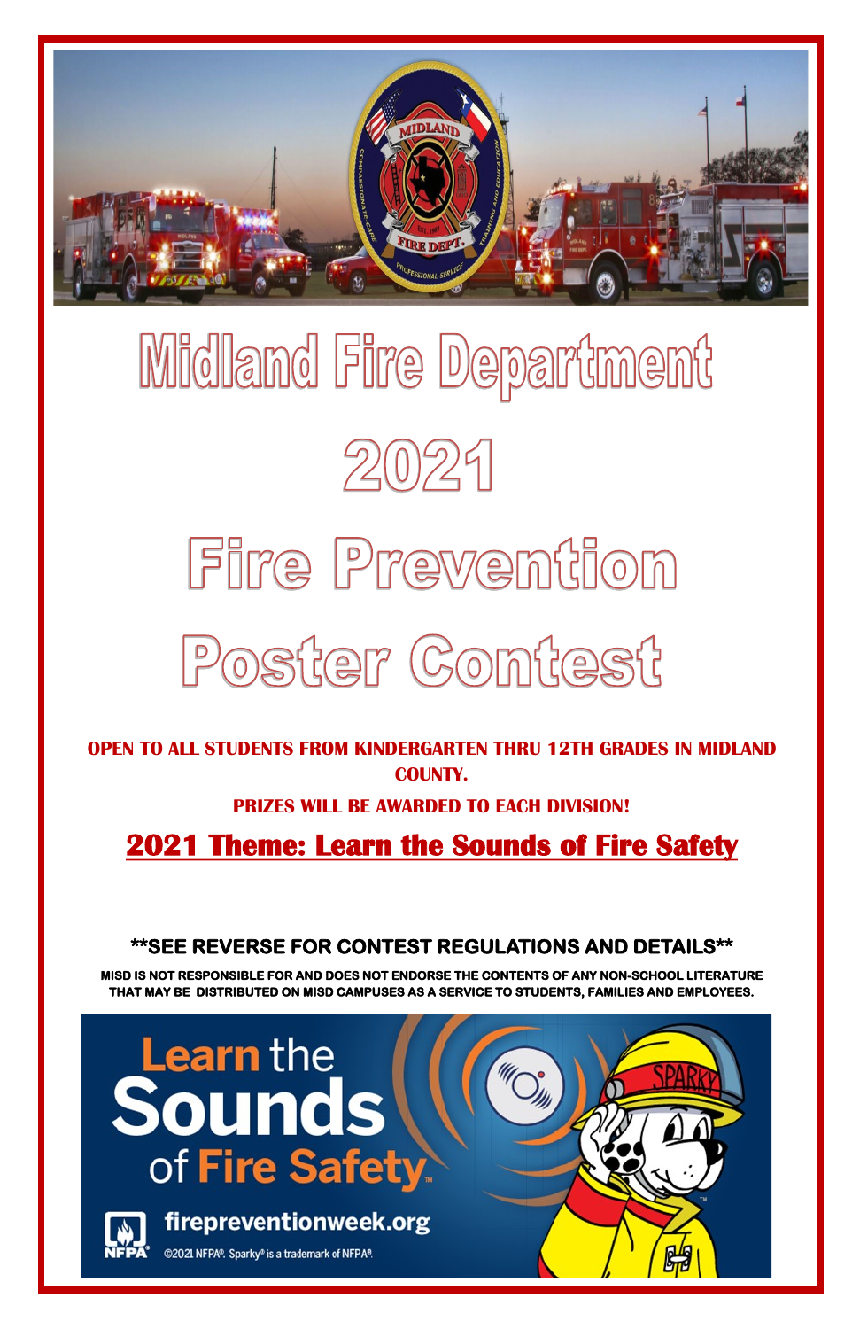# Midland Fire Department

# 2021

# Fire Prevention

# Poster Contest

**OPEN TO ALL STUDENTS FROM KINDERGARTEN THRU 12TH GRADES IN MIDLAND COUNTY.**

**PRIZES WILL BE AWARDED TO EACH DIVISION!**

## 2021 Theme: Learn the Sounds of Fire Safety

**\*\*SEE REVERSE FOR CONTEST REGULATIONS AND DETAILS\*\***

**MISD IS NOT RESPONSIBLE FOR AND DOES NOT ENDORSE THE CONTENTS OF ANY NON-SCHOOL LITERATURE THAT MAY BE DISTRIBUTED ON MISD CAMPUSES AS A SERVICE TO STUDENTS, FAMILIES AND EMPLOYEES.**

Learn the Sounds of Fire Safety™

firepreventionweek.org

©2021 NFPA®. Sparky® is a trademark of NFPA®.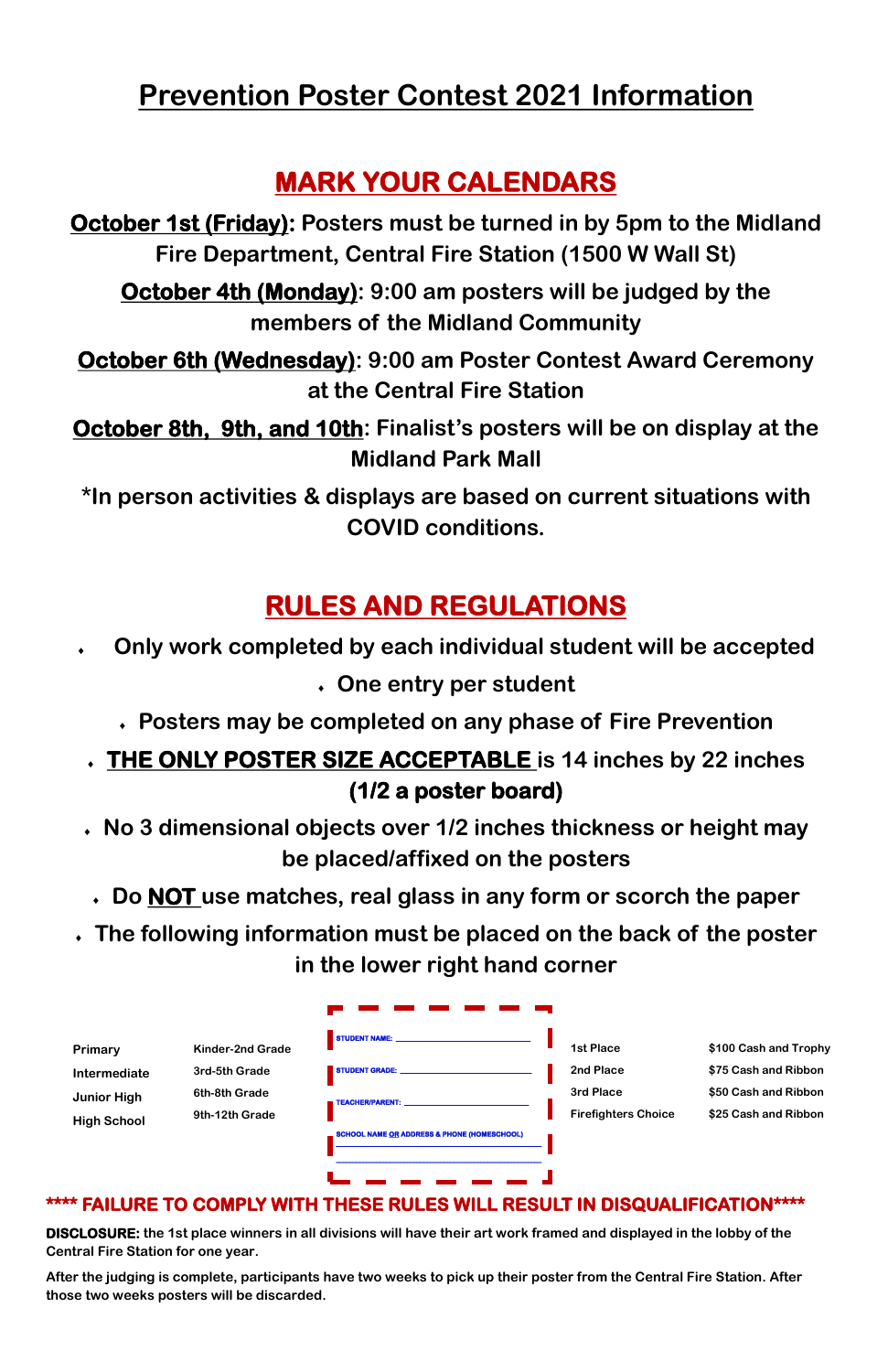# Prevention Poster Contest 2021 Information

## MARK YOUR CALENDARS

**October 1st (Friday): Posters must be turned in by 5pm to the Midland Fire Department, Central Fire Station (1500 W Wall St)**

**October 4th (Monday): 9:00 am posters will be judged by the members of the Midland Community**

**October 6th (Wednesday): 9:00 am Poster Contest Award Ceremony at the Central Fire Station**

**October 8th, 9th, and 10th: Finalist's posters will be on display at the Midland Park Mall**

**\*In person activities & displays are based on current situations with COVID conditions.**

## RULES AND REGULATIONS

- Only work completed by each individual student will be accepted
- One entry per student
- Posters may be completed on any phase of Fire Prevention
- **THE ONLY POSTER SIZE ACCEPTABLE** is 14 inches by 22 inches **(1/2 a poster board)**
- No 3 dimensional objects over 1/2 inches thickness or height may be placed/affixed on the posters
- Do **NOT** use matches, real glass in any form or scorch the paper
- The following information must be placed on the back of the poster in the lower right hand corner

| | |
|---|---|
| Primary | Kinder-2nd Grade |
| Intermediate | 3rd-5th Grade |
| Junior High | 6th-8th Grade |
| High School | 9th-12th Grade |

STUDENT NAME: ____________________

STUDENT GRADE: ____________________

TEACHER/PARENT: ____________________

SCHOOL NAME OR ADDRESS & PHONE (HOMESCHOOL) ____________________

| | |
|---|---|
| 1st Place | $100 Cash and Trophy |
| 2nd Place | $75 Cash and Ribbon |
| 3rd Place | $50 Cash and Ribbon |
| Firefighters Choice | $25 Cash and Ribbon |

**\*\*\*\* FAILURE TO COMPLY WITH THESE RULES WILL RESULT IN DISQUALIFICATION\*\*\*\***

**DISCLOSURE:** the 1st place winners in all divisions will have their art work framed and displayed in the lobby of the Central Fire Station for one year.

After the judging is complete, participants have two weeks to pick up their poster from the Central Fire Station. After those two weeks posters will be discarded.